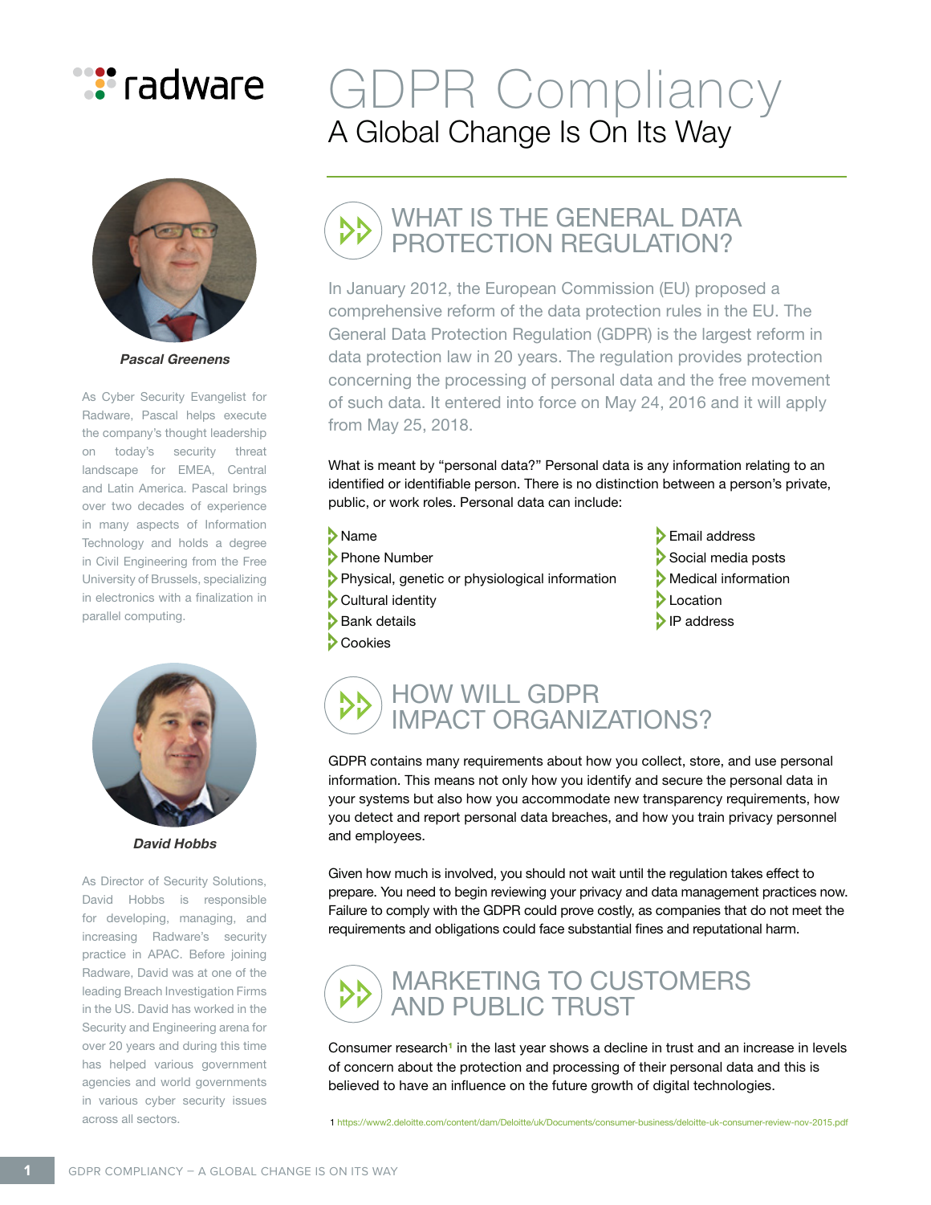radware

# GDPR Compliancy

## A Global Change Is On Its Way

***Pascal Greenens***

As Cyber Security Evangelist for Radware, Pascal helps execute the company's thought leadership on today's security threat landscape for EMEA, Central and Latin America. Pascal brings over two decades of experience in many aspects of Information Technology and holds a degree in Civil Engineering from the Free University of Brussels, specializing in electronics with a finalization in parallel computing.

***David Hobbs***

As Director of Security Solutions, David Hobbs is responsible for developing, managing, and increasing Radware's security practice in APAC. Before joining Radware, David was at one of the leading Breach Investigation Firms in the US. David has worked in the Security and Engineering arena for over 20 years and during this time has helped various government agencies and world governments in various cyber security issues across all sectors.

## WHAT IS THE GENERAL DATA PROTECTION REGULATION?

In January 2012, the European Commission (EU) proposed a comprehensive reform of the data protection rules in the EU. The General Data Protection Regulation (GDPR) is the largest reform in data protection law in 20 years. The regulation provides protection concerning the processing of personal data and the free movement of such data. It entered into force on May 24, 2016 and it will apply from May 25, 2018.

What is meant by "personal data?" Personal data is any information relating to an identified or identifiable person. There is no distinction between a person's private, public, or work roles. Personal data can include:

- Name
- Phone Number
- Physical, genetic or physiological information
- Cultural identity
- Bank details
- Cookies
- Email address
- Social media posts
- Medical information
- Location
- IP address

## HOW WILL GDPR IMPACT ORGANIZATIONS?

GDPR contains many requirements about how you collect, store, and use personal information. This means not only how you identify and secure the personal data in your systems but also how you accommodate new transparency requirements, how you detect and report personal data breaches, and how you train privacy personnel and employees.

Given how much is involved, you should not wait until the regulation takes effect to prepare. You need to begin reviewing your privacy and data management practices now. Failure to comply with the GDPR could prove costly, as companies that do not meet the requirements and obligations could face substantial fines and reputational harm.

## MARKETING TO CUSTOMERS AND PUBLIC TRUST

Consumer research[1] in the last year shows a decline in trust and an increase in levels of concern about the protection and processing of their personal data and this is believed to have an influence on the future growth of digital technologies.

1 https://www2.deloitte.com/content/dam/Deloitte/uk/Documents/consumer-business/deloitte-uk-consumer-review-nov-2015.pdf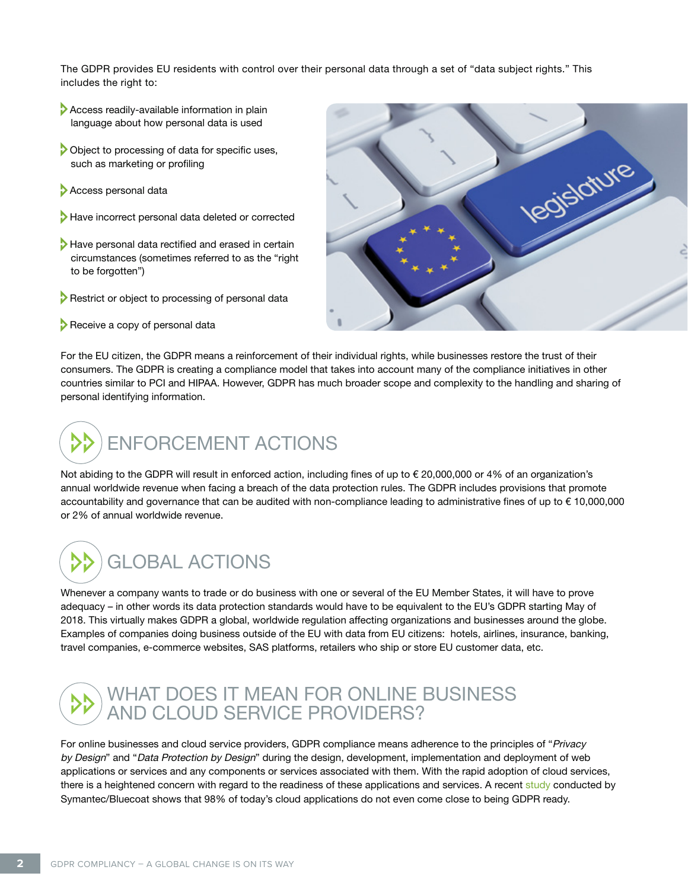The GDPR provides EU residents with control over their personal data through a set of "data subject rights." This includes the right to:

- Access readily-available information in plain language about how personal data is used
- Object to processing of data for specific uses, such as marketing or profiling
- Access personal data
- Have incorrect personal data deleted or corrected
- Have personal data rectified and erased in certain circumstances (sometimes referred to as the "right to be forgotten")
- Restrict or object to processing of personal data
- Receive a copy of personal data

For the EU citizen, the GDPR means a reinforcement of their individual rights, while businesses restore the trust of their consumers. The GDPR is creating a compliance model that takes into account many of the compliance initiatives in other countries similar to PCI and HIPAA. However, GDPR has much broader scope and complexity to the handling and sharing of personal identifying information.

## ENFORCEMENT ACTIONS

Not abiding to the GDPR will result in enforced action, including fines of up to € 20,000,000 or 4% of an organization's annual worldwide revenue when facing a breach of the data protection rules. The GDPR includes provisions that promote accountability and governance that can be audited with non-compliance leading to administrative fines of up to € 10,000,000 or 2% of annual worldwide revenue.

## GLOBAL ACTIONS

Whenever a company wants to trade or do business with one or several of the EU Member States, it will have to prove adequacy – in other words its data protection standards would have to be equivalent to the EU's GDPR starting May of 2018. This virtually makes GDPR a global, worldwide regulation affecting organizations and businesses around the globe. Examples of companies doing business outside of the EU with data from EU citizens: hotels, airlines, insurance, banking, travel companies, e-commerce websites, SAS platforms, retailers who ship or store EU customer data, etc.

## WHAT DOES IT MEAN FOR ONLINE BUSINESS AND CLOUD SERVICE PROVIDERS?

For online businesses and cloud service providers, GDPR compliance means adherence to the principles of "*Privacy by Design*" and "*Data Protection by Design*" during the design, development, implementation and deployment of web applications or services and any components or services associated with them. With the rapid adoption of cloud services, there is a heightened concern with regard to the readiness of these applications and services. A recent study conducted by Symantec/Bluecoat shows that 98% of today's cloud applications do not even come close to being GDPR ready.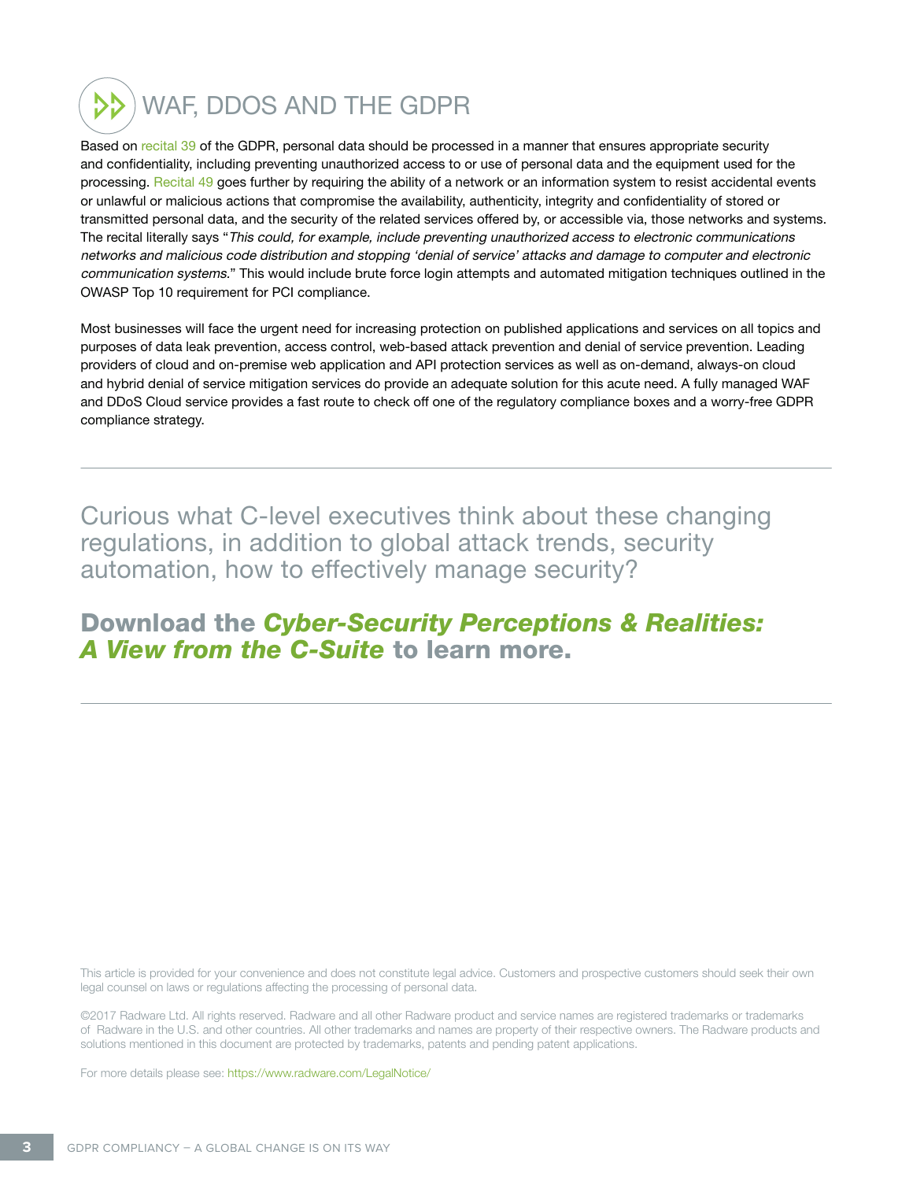# WAF, DDOS AND THE GDPR

Based on recital 39 of the GDPR, personal data should be processed in a manner that ensures appropriate security and confidentiality, including preventing unauthorized access to or use of personal data and the equipment used for the processing. Recital 49 goes further by requiring the ability of a network or an information system to resist accidental events or unlawful or malicious actions that compromise the availability, authenticity, integrity and confidentiality of stored or transmitted personal data, and the security of the related services offered by, or accessible via, those networks and systems. The recital literally says "*This could, for example, include preventing unauthorized access to electronic communications networks and malicious code distribution and stopping 'denial of service' attacks and damage to computer and electronic communication systems.*" This would include brute force login attempts and automated mitigation techniques outlined in the OWASP Top 10 requirement for PCI compliance.

Most businesses will face the urgent need for increasing protection on published applications and services on all topics and purposes of data leak prevention, access control, web-based attack prevention and denial of service prevention. Leading providers of cloud and on-premise web application and API protection services as well as on-demand, always-on cloud and hybrid denial of service mitigation services do provide an adequate solution for this acute need. A fully managed WAF and DDoS Cloud service provides a fast route to check off one of the regulatory compliance boxes and a worry-free GDPR compliance strategy.

---

Curious what C-level executives think about these changing regulations, in addition to global attack trends, security automation, how to effectively manage security?

**Download the *Cyber-Security Perceptions & Realities: A View from the C-Suite* to learn more.**

---

This article is provided for your convenience and does not constitute legal advice. Customers and prospective customers should seek their own legal counsel on laws or regulations affecting the processing of personal data.

©2017 Radware Ltd. All rights reserved. Radware and all other Radware product and service names are registered trademarks or trademarks of Radware in the U.S. and other countries. All other trademarks and names are property of their respective owners. The Radware products and solutions mentioned in this document are protected by trademarks, patents and pending patent applications.

For more details please see: https://www.radware.com/LegalNotice/